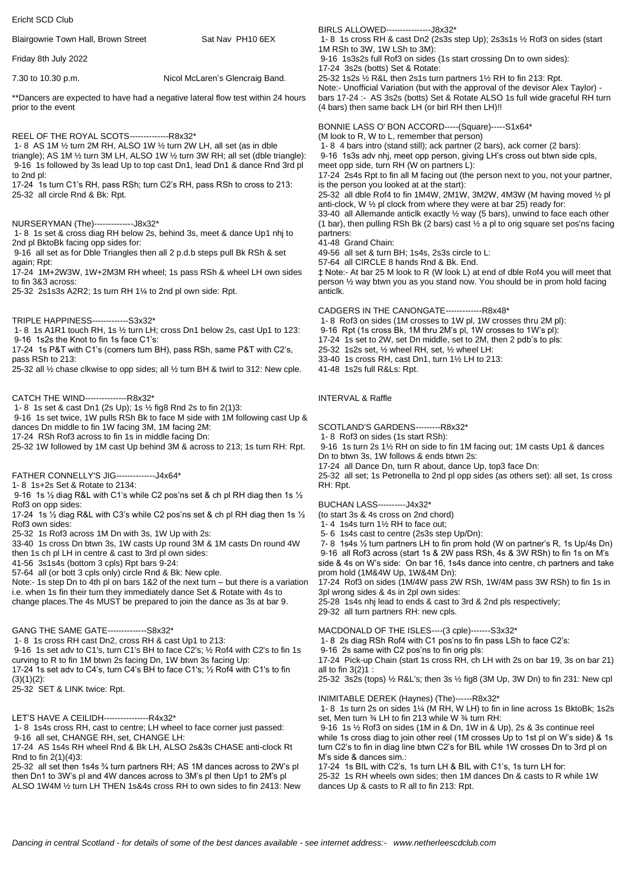Ericht SCD Club

Blairgowrie Town Hall, Brown Street  Sat Nav PH10 6EX

Friday 8th July 2022

7.30 to 10.30 p.m.  Nicol McLaren's Glencraig Band.

**Dancers are expected to have had a negative lateral flow test within 24 hours prior to the event

REEL OF THE ROYAL SCOTS--------------R8x32*
1- 8 AS 1M ½ turn 2M RH, ALSO 1W ½ turn 2W LH, all set (as in dble triangle); AS 1M ½ turn 3M LH, ALSO 1W ½ turn 3W RH; all set (dble triangle):
9-16 1s followed by 3s lead Up to top cast Dn1, lead Dn1 & dance Rnd 3rd pl to 2nd pl:
17-24 1s turn C1's RH, pass RSh; turn C2's RH, pass RSh to cross to 213:
25-32 all circle Rnd & Bk: Rpt.

NURSERYMAN (The)--------------J8x32*
1- 8 1s set & cross diag RH below 2s, behind 3s, meet & dance Up1 nhj to 2nd pl BktoBk facing opp sides for:
9-16 all set as for Dble Triangles then all 2 p.d.b steps pull Bk RSh & set again; Rpt:
17-24 1M+2W3W, 1W+2M3M RH wheel; 1s pass RSh & wheel LH own sides to fin 3&3 across:
25-32 2s1s3s A2R2; 1s turn RH 1¼ to 2nd pl own side: Rpt.

TRIPLE HAPPINESS-------------S3x32*
1- 8 1s A1R1 touch RH, 1s ½ turn LH; cross Dn1 below 2s, cast Up1 to 123:
9-16 1s2s the Knot to fin 1s face C1's:
17-24 1s P&T with C1's (corners turn BH), pass RSh, same P&T with C2's, pass RSh to 213:
25-32 all ½ chase clkwise to opp sides; all ½ turn BH & twirl to 312: New cple.

CATCH THE WIND---------------R8x32*
1- 8 1s set & cast Dn1 (2s Up); 1s ½ fig8 Rnd 2s to fin 2(1)3:
9-16 1s set twice, 1W pulls RSh Bk to face M side with 1M following cast Up & dances Dn middle to fin 1W facing 3M, 1M facing 2M:
17-24 RSh Rof3 across to fin 1s in middle facing Dn:
25-32 1W followed by 1M cast Up behind 3M & across to 213; 1s turn RH: Rpt.

FATHER CONNELLY'S JIG--------------J4x64*
1- 8 1s+2s Set & Rotate to 2134:
9-16 1s ½ diag R&L with C1's while C2 pos'ns set & ch pl RH diag then 1s ½ Rof3 on opp sides:
17-24 1s ½ diag R&L with C3's while C2 pos'ns set & ch pl RH diag then 1s ½ Rof3 own sides:
25-32 1s Rof3 across 1M Dn with 3s, 1W Up with 2s:
33-40 1s cross Dn btwn 3s, 1W casts Up round 3M & 1M casts Dn round 4W then 1s ch pl LH in centre & cast to 3rd pl own sides:
41-56 3s1s4s (bottom 3 cpls) Rpt bars 9-24:
57-64 all (or bott 3 cpls only) circle Rnd & Bk: New cple.
Note:- 1s step Dn to 4th pl on bars 1&2 of the next turn – but there is a variation i.e. when 1s fin their turn they immediately dance Set & Rotate with 4s to change places.The 4s MUST be prepared to join the dance as 3s at bar 9.

GANG THE SAME GATE--------------S8x32*
1- 8 1s cross RH cast Dn2, cross RH & cast Up1 to 213:
9-16 1s set adv to C2's, turn C1's BH to face C2's; ½ Rof4 with C2's to fin 1s curving to R to fin 1M btwn 2s facing Dn, 1W btwn 3s facing Up:
17-24 1s set adv to C4's, turn C4's BH to face C1's; ½ Rof4 with C1's to fin (3)(1)(2):
25-32 SET & LINK twice: Rpt.

LET'S HAVE A CEILIDH----------------R4x32*
1- 8 1s4s cross RH, cast to centre; LH wheel to face corner just passed:
9-16 all set, CHANGE RH, set, CHANGE LH:
17-24 AS 1s4s RH wheel Rnd & Bk LH, ALSO 2s&3s CHASE anti-clock Rt Rnd to fin 2(1)(4)3:
25-32 all set then 1s4s ¾ turn partners RH; AS 1M dances across to 2W's pl then Dn1 to 3W's pl and 4W dances across to 3M's pl then Up1 to 2M's pl ALSO 1W4M ½ turn LH THEN 1s&4s cross RH to own sides to fin 2413: New

BIRLS ALLOWED----------------J8x32*
1- 8 1s cross RH & cast Dn2 (2s3s step Up); 2s3s1s ½ Rof3 on sides (start 1M RSh to 3W, 1W LSh to 3M):
9-16 1s3s2s full Rof3 on sides (1s start crossing Dn to own sides):
17-24 3s2s (botts) Set & Rotate:
25-32 1s2s ½ R&L then 2s1s turn partners 1½ RH to fin 213: Rpt.
Note:- Unofficial Variation (but with the approval of the devisor Alex Taylor) - bars 17-24 :- AS 3s2s (botts) Set & Rotate ALSO 1s full wide graceful RH turn (4 bars) then same back LH (or birl RH then LH)!!

BONNIE LASS O' BON ACCORD-----(Square)-----S1x64*
(M look to R, W to L, remember that person)
1- 8 4 bars intro (stand still); ack partner (2 bars), ack corner (2 bars):
9-16 1s3s adv nhj, meet opp person, giving LH's cross out btwn side cpls, meet opp side, turn RH (W on partners L):
17-24 2s4s Rpt to fin all M facing out (the person next to you, not your partner, is the person you looked at at the start):
25-32 all dble Rof4 to fin 1M4W, 2M1W, 3M2W, 4M3W (M having moved ½ pl anti-clock, W ½ pl clock from where they were at bar 25) ready for:
33-40 all Allemande anticlk exactly ½ way (5 bars), unwind to face each other (1 bar), then pulling RSh Bk (2 bars) cast ½ a pl to orig square set pos'ns facing partners:
41-48 Grand Chain:
49-56 all set & turn BH; 1s4s, 2s3s circle to L:
57-64 all CIRCLE 8 hands Rnd & Bk. End.
‡ Note:- At bar 25 M look to R (W look L) at end of dble Rof4 you will meet that person ½ way btwn you as you stand now. You should be in prom hold facing anticlk.

CADGERS IN THE CANONGATE-------------R8x48*
1- 8 Rof3 on sides (1M crosses to 1W pl, 1W crosses thru 2M pl):
9-16 Rpt (1s cross Bk, 1M thru 2M's pl, 1W crosses to 1W's pl):
17-24 1s set to 2W, set Dn middle, set to 2M, then 2 pdb's to pls:
25-32 1s2s set, ½ wheel RH, set, ½ wheel LH:
33-40 1s cross RH, cast Dn1, turn 1½ LH to 213:
41-48 1s2s full R&Ls: Rpt.

INTERVAL & Raffle

SCOTLAND'S GARDENS---------R8x32*
1- 8 Rof3 on sides (1s start RSh):
9-16 1s turn 2s 1½ RH on side to fin 1M facing out; 1M casts Up1 & dances Dn to btwn 3s, 1W follows & ends btwn 2s:
17-24 all Dance Dn, turn R about, dance Up, top3 face Dn:
25-32 all set; 1s Petronella to 2nd pl opp sides (as others set): all set, 1s cross RH: Rpt.

BUCHAN LASS----------J4x32*
(to start 3s & 4s cross on 2nd chord)
1- 4 1s4s turn 1½ RH to face out;
5- 6 1s4s cast to centre (2s3s step Up/Dn):
7- 8 1s4s ½ turn partners LH to fin prom hold (W on partner's R, 1s Up/4s Dn)
9-16 all Rof3 across (start 1s & 2W pass RSh, 4s & 3W RSh) to fin 1s on M's side & 4s on W's side: On bar 16, 1s4s dance into centre, ch partners and take prom hold (1M&4W Up, 1W&4M Dn):
17-24 Rof3 on sides (1M/4W pass 2W RSh, 1W/4M pass 3W RSh) to fin 1s in 3pl wrong sides & 4s in 2pl own sides:
25-28 1s4s nhj lead to ends & cast to 3rd & 2nd pls respectively;
29-32 all turn partners RH: new cpls.

MACDONALD OF THE ISLES----(3 cple)-------S3x32*
1- 8 2s diag RSh Rof4 with C1 pos'ns to fin pass LSh to face C2's:
9-16 2s same with C2 pos'ns to fin orig pls:
17-24 Pick-up Chain (start 1s cross RH, ch LH with 2s on bar 19, 3s on bar 21) all to fin 3(2)1 :
25-32 3s2s (tops) ½ R&L's; then 3s ½ fig8 (3M Up, 3W Dn) to fin 231: New cpl

INIMITABLE DEREK (Haynes) (The)------R8x32*
1- 8 1s turn 2s on sides 1¼ (M RH, W LH) to fin in line across 1s BktoBk; 1s2s set, Men turn ¾ LH to fin 213 while W ¾ turn RH:
9-16 1s ½ Rof3 on sides (1M in & Dn, 1W in & Up), 2s & 3s continue reel while 1s cross diag to join other reel (1M crosses Up to 1st pl on W's side) & 1s turn C2's to fin in diag line btwn C2's for BIL while 1W crosses Dn to 3rd pl on M's side & dances sim.:
17-24 1s BIL with C2's, 1s turn LH & BIL with C1's, 1s turn LH for:
25-32 1s RH wheels own sides; then 1M dances Dn & casts to R while 1W dances Up & casts to R all to fin 213: Rpt.

*Dancing in central Scotland - for details of some of the best dances available - see internet address:- www.netherleescdclub.com*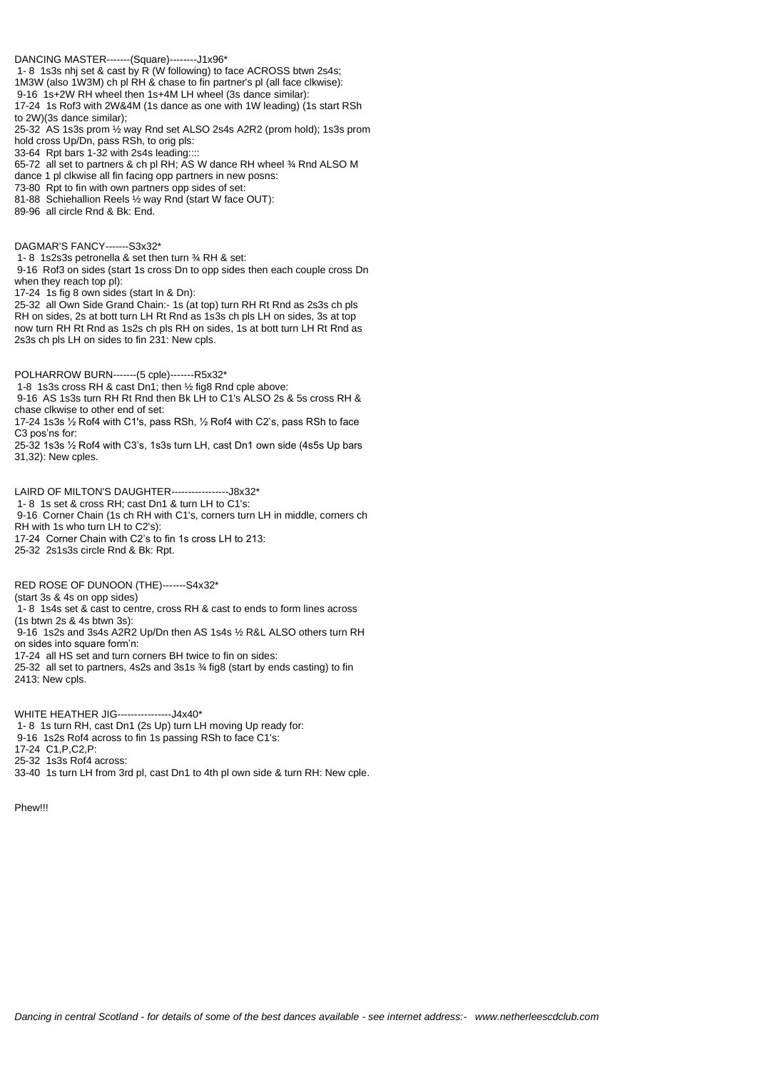DANCING MASTER-------(Square)--------J1x96*

1- 8 1s3s nhj set & cast by R (W following) to face ACROSS btwn 2s4s; 1M3W (also 1W3M) ch pl RH & chase to fin partner's pl (all face clkwise):
9-16 1s+2W RH wheel then 1s+4M LH wheel (3s dance similar):
17-24 1s Rof3 with 2W&4M (1s dance as one with 1W leading) (1s start RSh to 2W)(3s dance similar);
25-32 AS 1s3s prom ½ way Rnd set ALSO 2s4s A2R2 (prom hold); 1s3s prom hold cross Up/Dn, pass RSh, to orig pls:
33-64 Rpt bars 1-32 with 2s4s leading::::
65-72 all set to partners & ch pl RH; AS W dance RH wheel ¾ Rnd ALSO M dance 1 pl clkwise all fin facing opp partners in new posns:
73-80 Rpt to fin with own partners opp sides of set:
81-88 Schiehallion Reels ½ way Rnd (start W face OUT):
89-96 all circle Rnd & Bk: End.

DAGMAR'S FANCY-------S3x32*

1- 8 1s2s3s petronella & set then turn ¾ RH & set:
9-16 Rof3 on sides (start 1s cross Dn to opp sides then each couple cross Dn when they reach top pl):
17-24 1s fig 8 own sides (start In & Dn):
25-32 all Own Side Grand Chain:- 1s (at top) turn RH Rt Rnd as 2s3s ch pls RH on sides, 2s at bott turn LH Rt Rnd as 1s3s ch pls LH on sides, 3s at top now turn RH Rt Rnd as 1s2s ch pls RH on sides, 1s at bott turn LH Rt Rnd as 2s3s ch pls LH on sides to fin 231: New cpls.

POLHARROW BURN-------(5 cple)-------R5x32*

1-8 1s3s cross RH & cast Dn1; then ½ fig8 Rnd cple above:
9-16 AS 1s3s turn RH Rt Rnd then Bk LH to C1's ALSO 2s & 5s cross RH & chase clkwise to other end of set:
17-24 1s3s ½ Rof4 with C1's, pass RSh, ½ Rof4 with C2's, pass RSh to face C3 pos'ns for:
25-32 1s3s ½ Rof4 with C3's, 1s3s turn LH, cast Dn1 own side (4s5s Up bars 31,32): New cples.

LAIRD OF MILTON'S DAUGHTER-----------------J8x32*

1- 8 1s set & cross RH; cast Dn1 & turn LH to C1's:
9-16 Corner Chain (1s ch RH with C1's, corners turn LH in middle, corners ch RH with 1s who turn LH to C2's):
17-24 Corner Chain with C2's to fin 1s cross LH to 213:
25-32 2s1s3s circle Rnd & Bk: Rpt.

RED ROSE OF DUNOON (THE)-------S4x32*

(start 3s & 4s on opp sides)
1- 8 1s4s set & cast to centre, cross RH & cast to ends to form lines across (1s btwn 2s & 4s btwn 3s):
9-16 1s2s and 3s4s A2R2 Up/Dn then AS 1s4s ½ R&L ALSO others turn RH on sides into square form'n:
17-24 all HS set and turn corners BH twice to fin on sides:
25-32 all set to partners, 4s2s and 3s1s ¾ fig8 (start by ends casting) to fin 2413: New cpls.

WHITE HEATHER JIG----------------J4x40*

1- 8 1s turn RH, cast Dn1 (2s Up) turn LH moving Up ready for:
9-16 1s2s Rof4 across to fin 1s passing RSh to face C1's:
17-24 C1,P,C2,P:
25-32 1s3s Rof4 across:
33-40 1s turn LH from 3rd pl, cast Dn1 to 4th pl own side & turn RH: New cple.

Phew!!!

*Dancing in central Scotland - for details of some of the best dances available - see internet address:- www.netherleescdclub.com*